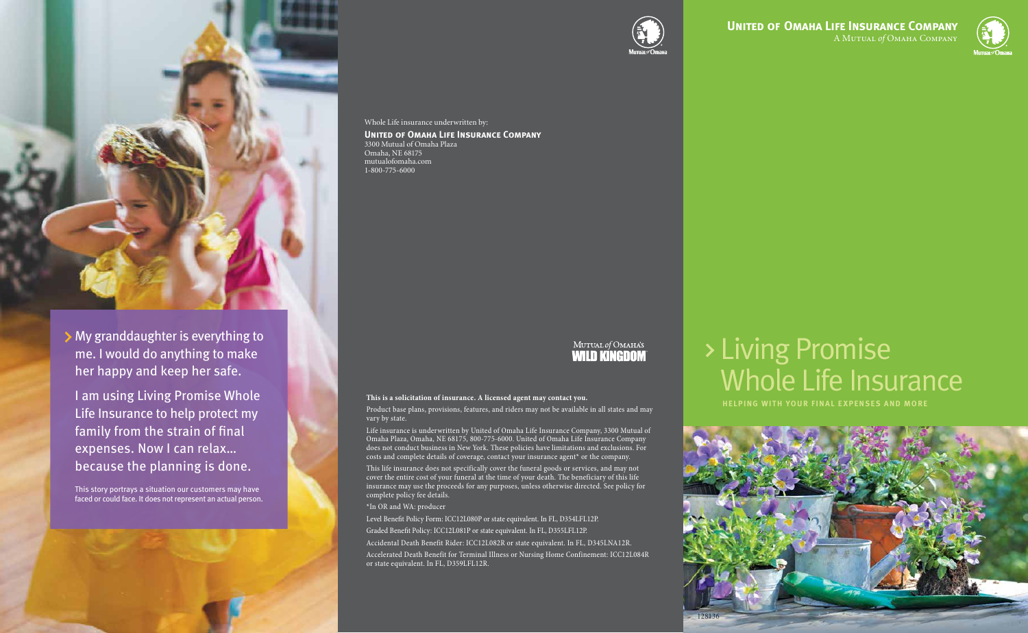> My granddaughter is everything to me. I would do anything to make her happy and keep her safe.

I am using Living Promise Whole Life Insurance to help protect my family from the strain of final expenses. Now I can relax… because the planning is done.

This story portrays a situation our customers may have faced or could face. It does not represent an actual person.

Whole Life insurance underwritten by:

**United of Omaha Life Insurance Company**
3300 Mutual of Omaha Plaza
Omaha, NE 68175
mutualofomaha.com
1-800-775-6000

Mutual of Omaha's Wild Kingdom

**This is a solicitation of insurance. A licensed agent may contact you.**

Product base plans, provisions, features, and riders may not be available in all states and may vary by state.

Life insurance is underwritten by United of Omaha Life Insurance Company, 3300 Mutual of Omaha Plaza, Omaha, NE 68175, 800-775-6000. United of Omaha Life Insurance Company does not conduct business in New York. These policies have limitations and exclusions. For costs and complete details of coverage, contact your insurance agent* or the company.

This life insurance does not specifically cover the funeral goods or services, and may not cover the entire cost of your funeral at the time of your death. The beneficiary of this life insurance may use the proceeds for any purposes, unless otherwise directed. See policy for complete policy fee details.

*In OR and WA: producer

Level Benefit Policy Form: ICC12L080P or state equivalent. In FL, D354LFL12P.

Graded Benefit Policy: ICC12L081P or state equivalent. In FL, D355LFL12P.

Accidental Death Benefit Rider: ICC12L082R or state equivalent. In FL, D345LNA12R.

Accelerated Death Benefit for Terminal Illness or Nursing Home Confinement: ICC12L084R or state equivalent. In FL, D359LFL12R.

**United of Omaha Life Insurance Company**
A Mutual of Omaha Company

# > Living Promise Whole Life Insurance

HELPING WITH YOUR FINAL EXPENSES AND MORE

128136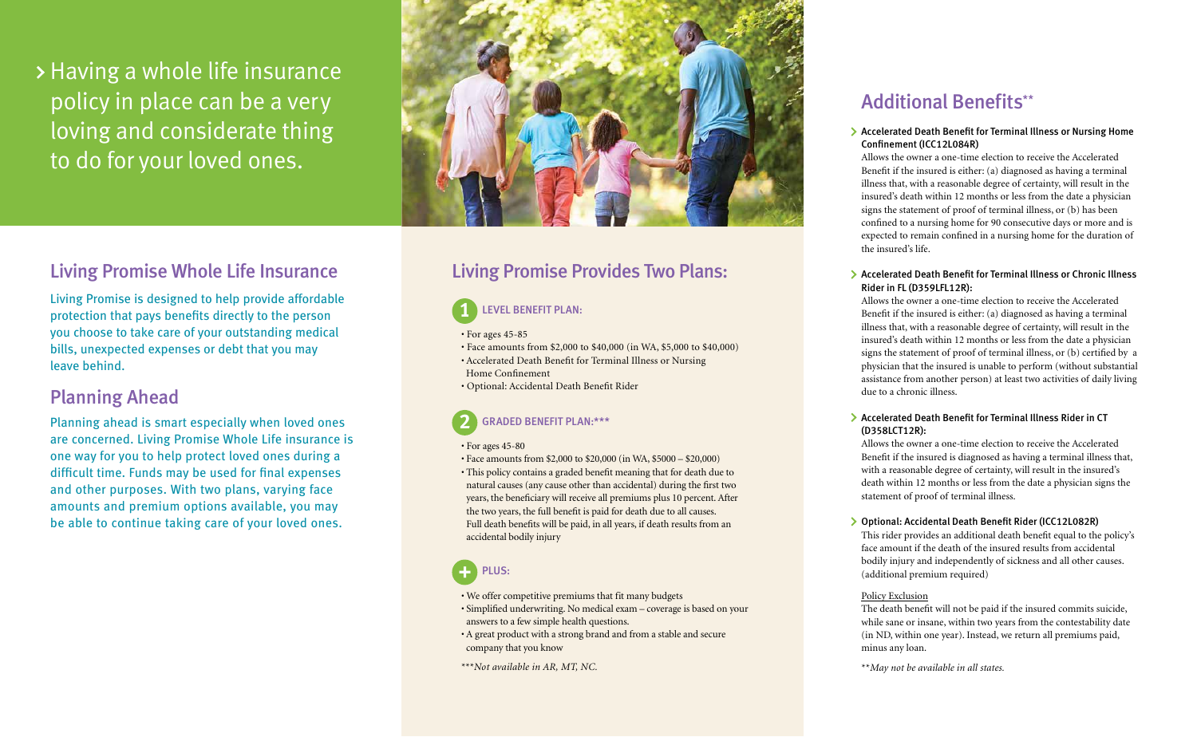> Having a whole life insurance policy in place can be a very loving and considerate thing to do for your loved ones.

## Living Promise Whole Life Insurance

Living Promise is designed to help provide affordable protection that pays benefits directly to the person you choose to take care of your outstanding medical bills, unexpected expenses or debt that you may leave behind.

## Planning Ahead

Planning ahead is smart especially when loved ones are concerned. Living Promise Whole Life insurance is one way for you to help protect loved ones during a difficult time. Funds may be used for final expenses and other purposes. With two plans, varying face amounts and premium options available, you may be able to continue taking care of your loved ones.

## Living Promise Provides Two Plans:

### 1 LEVEL BENEFIT PLAN:

- For ages 45-85
- Face amounts from $2,000 to $40,000 (in WA, $5,000 to $40,000)
- Accelerated Death Benefit for Terminal Illness or Nursing Home Confinement
- Optional: Accidental Death Benefit Rider

### 2 GRADED BENEFIT PLAN:***

- For ages 45-80
- Face amounts from $2,000 to $20,000 (in WA, $5000 – $20,000)
- This policy contains a graded benefit meaning that for death due to natural causes (any cause other than accidental) during the first two years, the beneficiary will receive all premiums plus 10 percent. After the two years, the full benefit is paid for death due to all causes. Full death benefits will be paid, in all years, if death results from an accidental bodily injury

### + PLUS:

- We offer competitive premiums that fit many budgets
- Simplified underwriting. No medical exam – coverage is based on your answers to a few simple health questions.
- A great product with a strong brand and from a stable and secure company that you know

****Not available in AR, MT, NC.*

## Additional Benefits**

**> Accelerated Death Benefit for Terminal Illness or Nursing Home Confinement (ICC12L084R)**

Allows the owner a one-time election to receive the Accelerated Benefit if the insured is either: (a) diagnosed as having a terminal illness that, with a reasonable degree of certainty, will result in the insured's death within 12 months or less from the date a physician signs the statement of proof of terminal illness, or (b) has been confined to a nursing home for 90 consecutive days or more and is expected to remain confined in a nursing home for the duration of the insured's life.

**> Accelerated Death Benefit for Terminal Illness or Chronic Illness Rider in FL (D359LFL12R):**

Allows the owner a one-time election to receive the Accelerated Benefit if the insured is either: (a) diagnosed as having a terminal illness that, with a reasonable degree of certainty, will result in the insured's death within 12 months or less from the date a physician signs the statement of proof of terminal illness, or (b) certified by a physician that the insured is unable to perform (without substantial assistance from another person) at least two activities of daily living due to a chronic illness.

**> Accelerated Death Benefit for Terminal Illness Rider in CT (D358LCT12R):**

Allows the owner a one-time election to receive the Accelerated Benefit if the insured is diagnosed as having a terminal illness that, with a reasonable degree of certainty, will result in the insured's death within 12 months or less from the date a physician signs the statement of proof of terminal illness.

**> Optional: Accidental Death Benefit Rider (ICC12L082R)**

This rider provides an additional death benefit equal to the policy's face amount if the death of the insured results from accidental bodily injury and independently of sickness and all other causes. (additional premium required)

Policy Exclusion

The death benefit will not be paid if the insured commits suicide, while sane or insane, within two years from the contestability date (in ND, within one year). Instead, we return all premiums paid, minus any loan.

***May not be available in all states.*